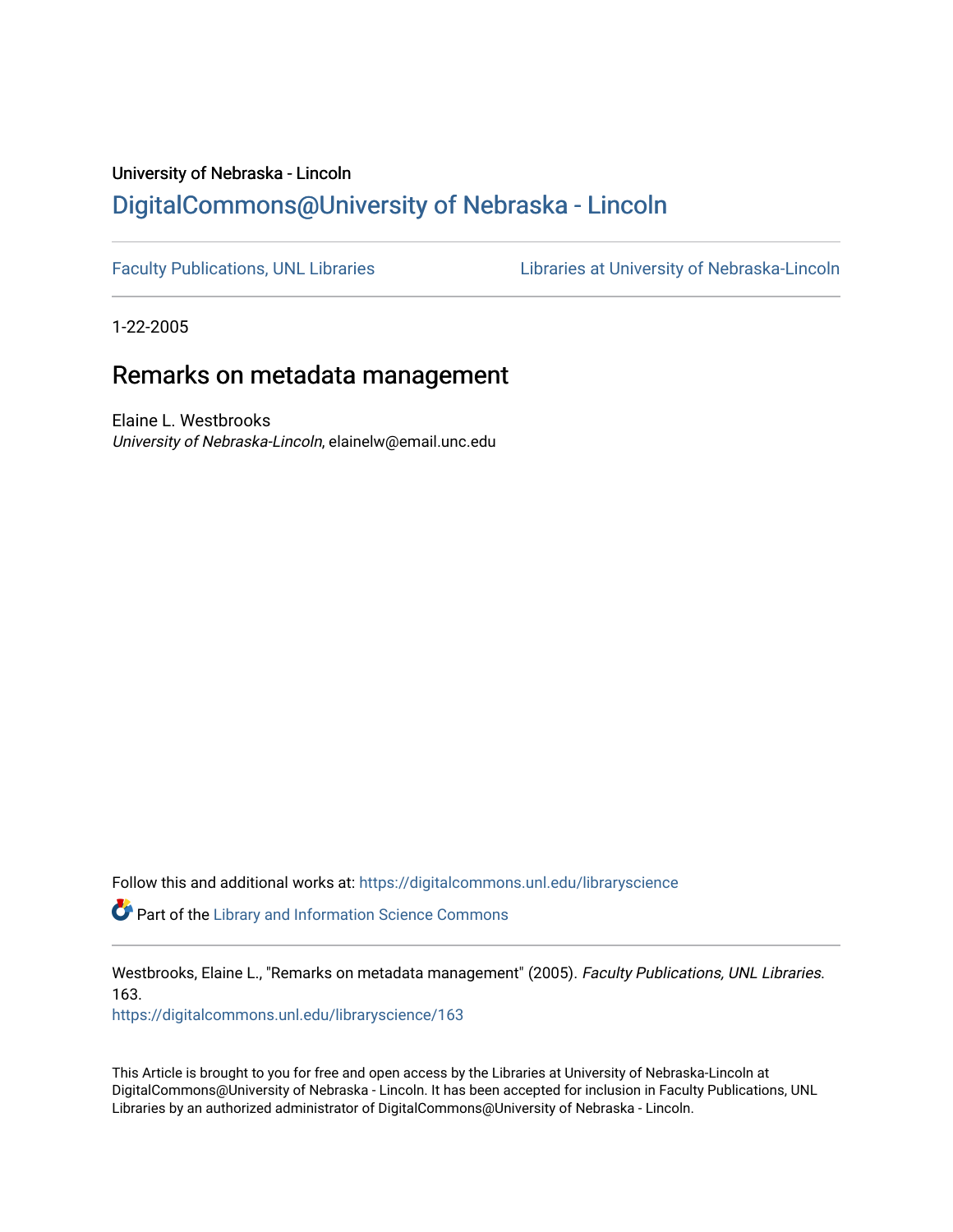University of Nebraska - Lincoln

## DigitalCommons@University of Nebraska - Lincoln

Faculty Publications, UNL Libraries

Libraries at University of Nebraska-Lincoln

1-22-2005

# Remarks on metadata management

Elaine L. Westbrooks
*University of Nebraska-Lincoln*, elainelw@email.unc.edu

Follow this and additional works at: https://digitalcommons.unl.edu/libraryscience

Part of the Library and Information Science Commons

Westbrooks, Elaine L., "Remarks on metadata management" (2005). *Faculty Publications, UNL Libraries*. 163.
https://digitalcommons.unl.edu/libraryscience/163

This Article is brought to you for free and open access by the Libraries at University of Nebraska-Lincoln at DigitalCommons@University of Nebraska - Lincoln. It has been accepted for inclusion in Faculty Publications, UNL Libraries by an authorized administrator of DigitalCommons@University of Nebraska - Lincoln.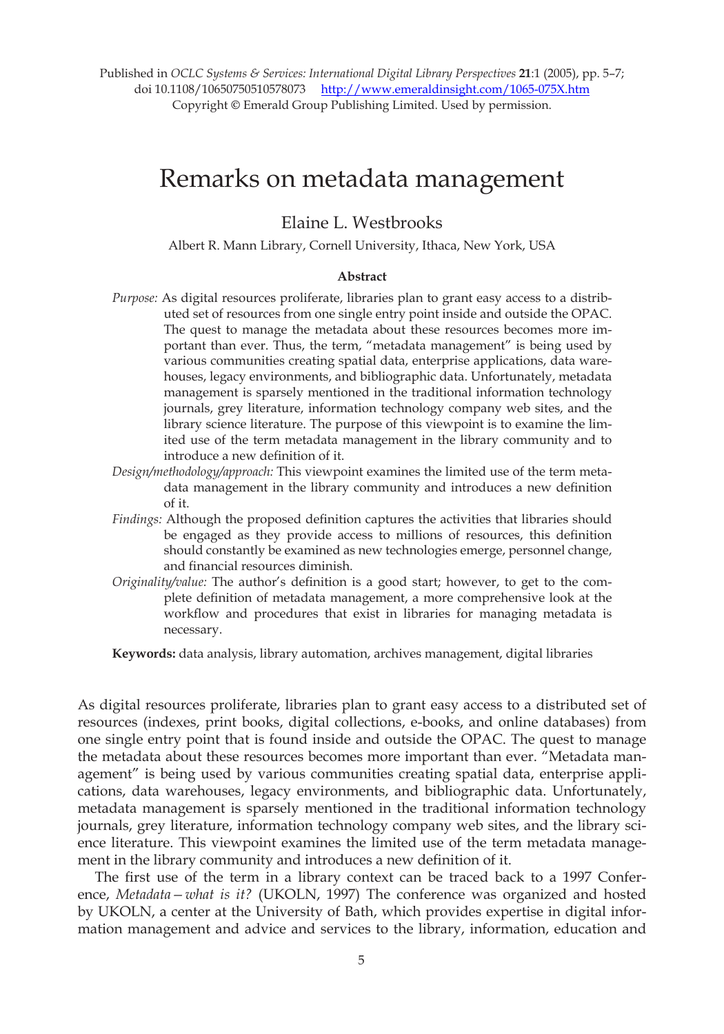Published in *OCLC Systems & Services: International Digital Library Perspectives* **21**:1 (2005), pp. 5–7; doi 10.1108/10650750510578073 http://www.emeraldinsight.com/1065-075X.htm
Copyright © Emerald Group Publishing Limited. Used by permission.

# Remarks on metadata management

Elaine L. Westbrooks

Albert R. Mann Library, Cornell University, Ithaca, New York, USA

**Abstract**

*Purpose:* As digital resources proliferate, libraries plan to grant easy access to a distributed set of resources from one single entry point inside and outside the OPAC. The quest to manage the metadata about these resources becomes more important than ever. Thus, the term, "metadata management" is being used by various communities creating spatial data, enterprise applications, data warehouses, legacy environments, and bibliographic data. Unfortunately, metadata management is sparsely mentioned in the traditional information technology journals, grey literature, information technology company web sites, and the library science literature. The purpose of this viewpoint is to examine the limited use of the term metadata management in the library community and to introduce a new definition of it.

*Design/methodology/approach:* This viewpoint examines the limited use of the term metadata management in the library community and introduces a new definition of it.

*Findings:* Although the proposed definition captures the activities that libraries should be engaged as they provide access to millions of resources, this definition should constantly be examined as new technologies emerge, personnel change, and financial resources diminish.

*Originality/value:* The author's definition is a good start; however, to get to the complete definition of metadata management, a more comprehensive look at the workflow and procedures that exist in libraries for managing metadata is necessary.

**Keywords:** data analysis, library automation, archives management, digital libraries

As digital resources proliferate, libraries plan to grant easy access to a distributed set of resources (indexes, print books, digital collections, e-books, and online databases) from one single entry point that is found inside and outside the OPAC. The quest to manage the metadata about these resources becomes more important than ever. "Metadata management" is being used by various communities creating spatial data, enterprise applications, data warehouses, legacy environments, and bibliographic data. Unfortunately, metadata management is sparsely mentioned in the traditional information technology journals, grey literature, information technology company web sites, and the library science literature. This viewpoint examines the limited use of the term metadata management in the library community and introduces a new definition of it.

The first use of the term in a library context can be traced back to a 1997 Conference, *Metadata—what is it?* (UKOLN, 1997) The conference was organized and hosted by UKOLN, a center at the University of Bath, which provides expertise in digital information management and advice and services to the library, information, education and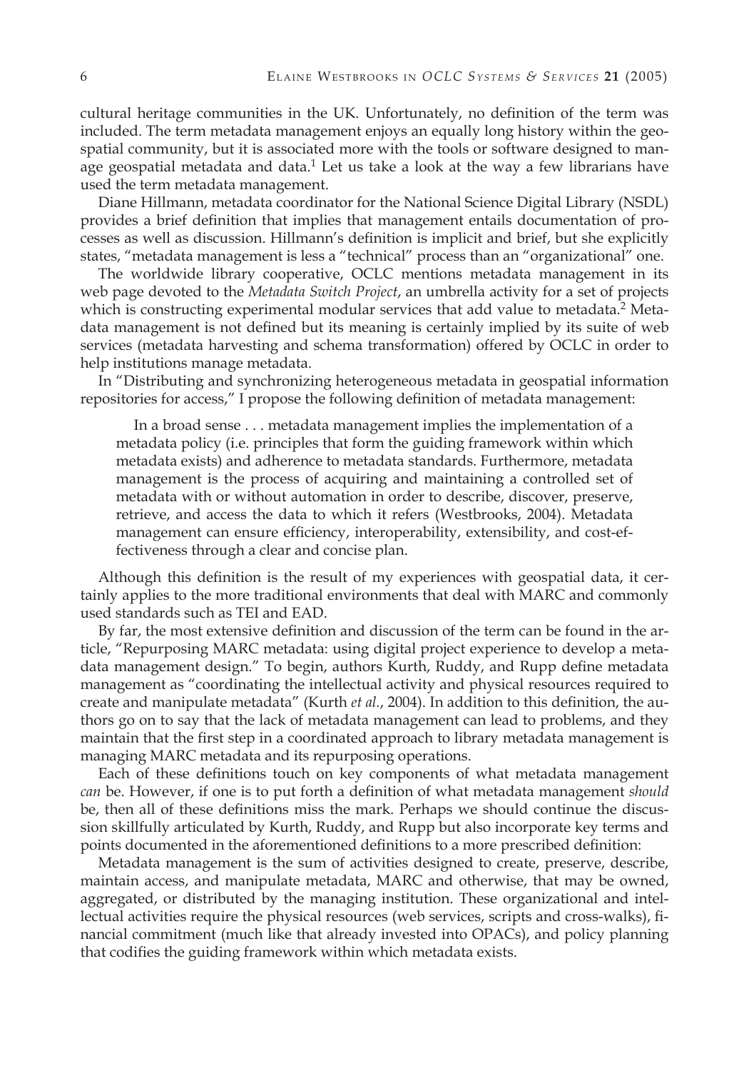cultural heritage communities in the UK. Unfortunately, no definition of the term was included. The term metadata management enjoys an equally long history within the geospatial community, but it is associated more with the tools or software designed to manage geospatial metadata and data.[1] Let us take a look at the way a few librarians have used the term metadata management.

Diane Hillmann, metadata coordinator for the National Science Digital Library (NSDL) provides a brief definition that implies that management entails documentation of processes as well as discussion. Hillmann's definition is implicit and brief, but she explicitly states, "metadata management is less a "technical" process than an "organizational" one.

The worldwide library cooperative, OCLC mentions metadata management in its web page devoted to the *Metadata Switch Project*, an umbrella activity for a set of projects which is constructing experimental modular services that add value to metadata.[2] Metadata management is not defined but its meaning is certainly implied by its suite of web services (metadata harvesting and schema transformation) offered by OCLC in order to help institutions manage metadata.

In "Distributing and synchronizing heterogeneous metadata in geospatial information repositories for access," I propose the following definition of metadata management:

> In a broad sense . . . metadata management implies the implementation of a metadata policy (i.e. principles that form the guiding framework within which metadata exists) and adherence to metadata standards. Furthermore, metadata management is the process of acquiring and maintaining a controlled set of metadata with or without automation in order to describe, discover, preserve, retrieve, and access the data to which it refers (Westbrooks, 2004). Metadata management can ensure efficiency, interoperability, extensibility, and cost-effectiveness through a clear and concise plan.

Although this definition is the result of my experiences with geospatial data, it certainly applies to the more traditional environments that deal with MARC and commonly used standards such as TEI and EAD.

By far, the most extensive definition and discussion of the term can be found in the article, "Repurposing MARC metadata: using digital project experience to develop a metadata management design." To begin, authors Kurth, Ruddy, and Rupp define metadata management as "coordinating the intellectual activity and physical resources required to create and manipulate metadata" (Kurth *et al.*, 2004). In addition to this definition, the authors go on to say that the lack of metadata management can lead to problems, and they maintain that the first step in a coordinated approach to library metadata management is managing MARC metadata and its repurposing operations.

Each of these definitions touch on key components of what metadata management *can* be. However, if one is to put forth a definition of what metadata management *should* be, then all of these definitions miss the mark. Perhaps we should continue the discussion skillfully articulated by Kurth, Ruddy, and Rupp but also incorporate key terms and points documented in the aforementioned definitions to a more prescribed definition:

Metadata management is the sum of activities designed to create, preserve, describe, maintain access, and manipulate metadata, MARC and otherwise, that may be owned, aggregated, or distributed by the managing institution. These organizational and intellectual activities require the physical resources (web services, scripts and cross-walks), financial commitment (much like that already invested into OPACs), and policy planning that codifies the guiding framework within which metadata exists.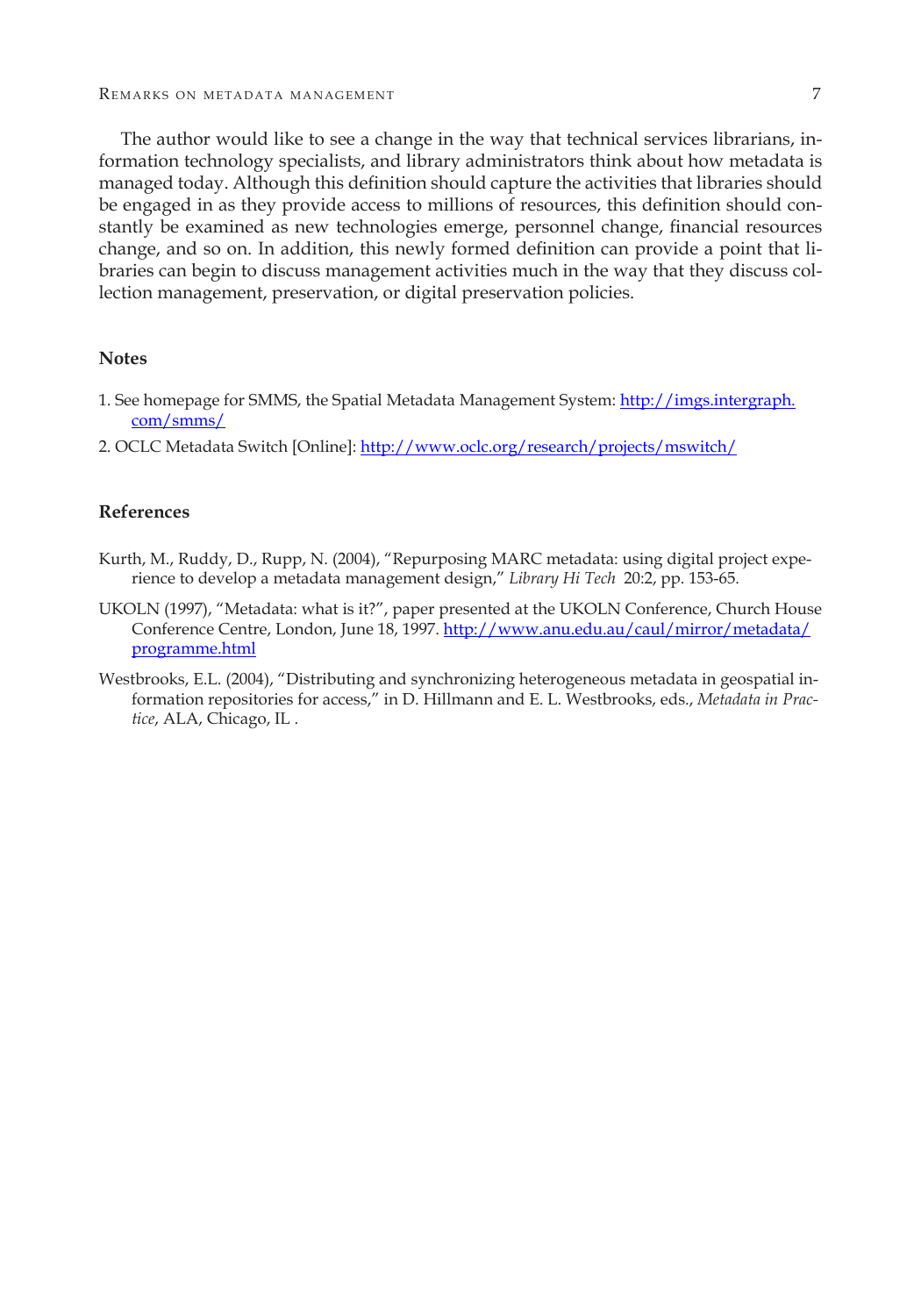The author would like to see a change in the way that technical services librarians, information technology specialists, and library administrators think about how metadata is managed today. Although this definition should capture the activities that libraries should be engaged in as they provide access to millions of resources, this definition should constantly be examined as new technologies emerge, personnel change, financial resources change, and so on. In addition, this newly formed definition can provide a point that libraries can begin to discuss management activities much in the way that they discuss collection management, preservation, or digital preservation policies.

## Notes

1. See homepage for SMMS, the Spatial Metadata Management System: http://imgs.intergraph.com/smms/
2. OCLC Metadata Switch [Online]: http://www.oclc.org/research/projects/mswitch/

## References

Kurth, M., Ruddy, D., Rupp, N. (2004), "Repurposing MARC metadata: using digital project experience to develop a metadata management design," *Library Hi Tech* 20:2, pp. 153-65.

UKOLN (1997), "Metadata: what is it?", paper presented at the UKOLN Conference, Church House Conference Centre, London, June 18, 1997. http://www.anu.edu.au/caul/mirror/metadata/programme.html

Westbrooks, E.L. (2004), "Distributing and synchronizing heterogeneous metadata in geospatial information repositories for access," in D. Hillmann and E. L. Westbrooks, eds., *Metadata in Practice*, ALA, Chicago, IL .